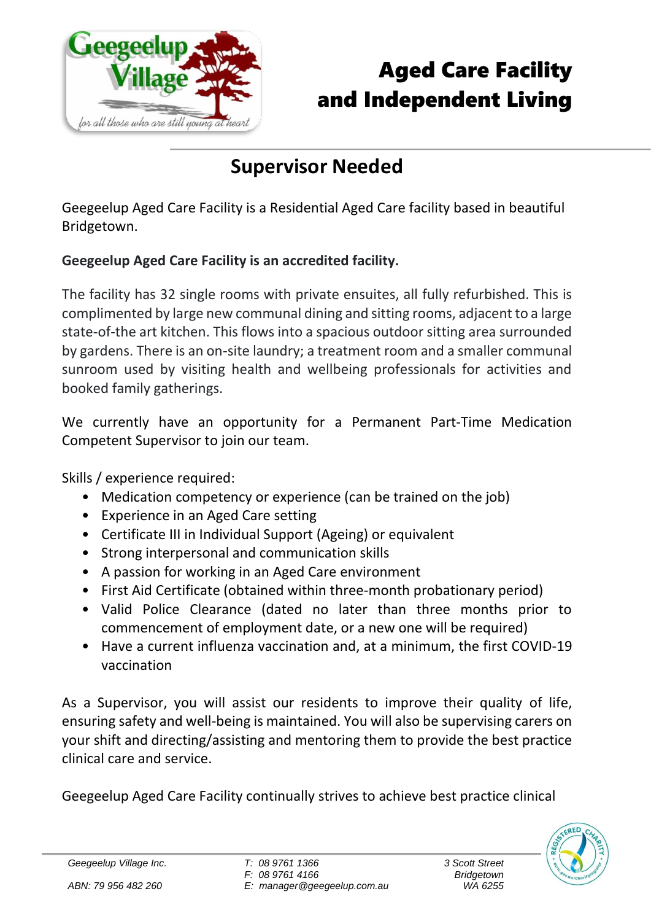# Aged Care Facility and Independent Living

## Supervisor Needed

Geegeelup Aged Care Facility is a Residential Aged Care facility based in beautiful Bridgetown.

**Geegeelup Aged Care Facility is an accredited facility.**

The facility has 32 single rooms with private ensuites, all fully refurbished. This is complimented by large new communal dining and sitting rooms, adjacent to a large state-of-the art kitchen. This flows into a spacious outdoor sitting area surrounded by gardens. There is an on-site laundry; a treatment room and a smaller communal sunroom used by visiting health and wellbeing professionals for activities and booked family gatherings.

We currently have an opportunity for a Permanent Part-Time Medication Competent Supervisor to join our team.

Skills / experience required:

- Medication competency or experience (can be trained on the job)
- Experience in an Aged Care setting
- Certificate III in Individual Support (Ageing) or equivalent
- Strong interpersonal and communication skills
- A passion for working in an Aged Care environment
- First Aid Certificate (obtained within three-month probationary period)
- Valid Police Clearance (dated no later than three months prior to commencement of employment date, or a new one will be required)
- Have a current influenza vaccination and, at a minimum, the first COVID-19 vaccination

As a Supervisor, you will assist our residents to improve their quality of life, ensuring safety and well-being is maintained. You will also be supervising carers on your shift and directing/assisting and mentoring them to provide the best practice clinical care and service.

Geegeelup Aged Care Facility continually strives to achieve best practice clinical

*Geegeelup Village Inc.*
*ABN: 79 956 482 260*

*T: 08 9761 1366*
*F: 08 9761 4166*
*E: manager@geegeelup.com.au*

*3 Scott Street*
*Bridgetown*
*WA 6255*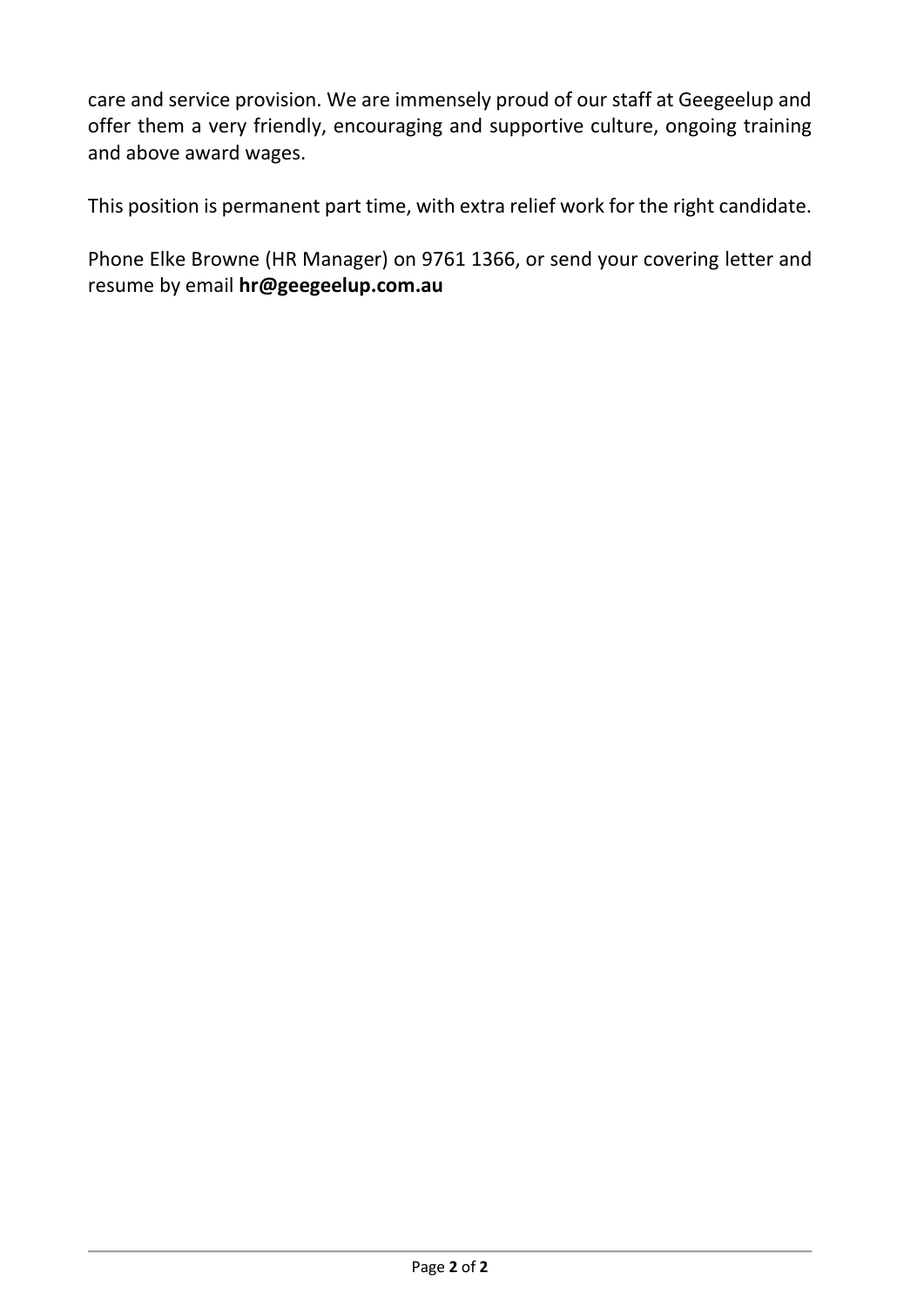care and service provision. We are immensely proud of our staff at Geegeelup and offer them a very friendly, encouraging and supportive culture, ongoing training and above award wages.

This position is permanent part time, with extra relief work for the right candidate.

Phone Elke Browne (HR Manager) on 9761 1366, or send your covering letter and resume by email **hr@geegeelup.com.au**